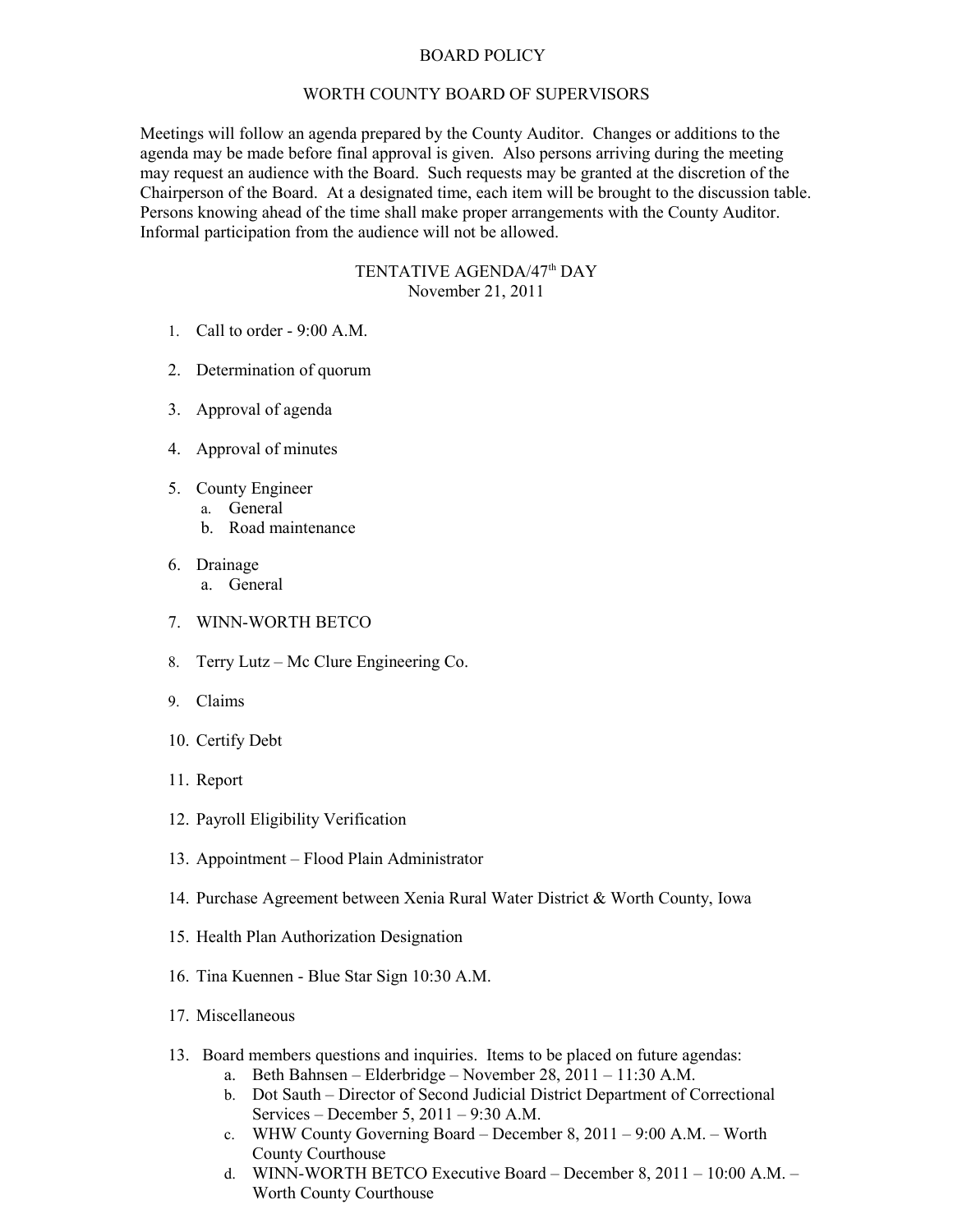# BOARD POLICY

## WORTH COUNTY BOARD OF SUPERVISORS

Meetings will follow an agenda prepared by the County Auditor. Changes or additions to the agenda may be made before final approval is given. Also persons arriving during the meeting may request an audience with the Board. Such requests may be granted at the discretion of the Chairperson of the Board. At a designated time, each item will be brought to the discussion table. Persons knowing ahead of the time shall make proper arrangements with the County Auditor. Informal participation from the audience will not be allowed.

## TENTATIVE AGENDA/47th DAY
November 21, 2011

1. Call to order - 9:00 A.M.

2. Determination of quorum

3. Approval of agenda

4. Approval of minutes

5. County Engineer
   a. General
   b. Road maintenance

6. Drainage
   a. General

7. WINN-WORTH BETCO

8. Terry Lutz – Mc Clure Engineering Co.

9. Claims

10. Certify Debt

11. Report

12. Payroll Eligibility Verification

13. Appointment – Flood Plain Administrator

14. Purchase Agreement between Xenia Rural Water District & Worth County, Iowa

15. Health Plan Authorization Designation

16. Tina Kuennen - Blue Star Sign 10:30 A.M.

17. Miscellaneous

13. Board members questions and inquiries. Items to be placed on future agendas:
    a. Beth Bahnsen – Elderbridge – November 28, 2011 – 11:30 A.M.
    b. Dot Sauth – Director of Second Judicial District Department of Correctional Services – December 5, 2011 – 9:30 A.M.
    c. WHW County Governing Board – December 8, 2011 – 9:00 A.M. – Worth County Courthouse
    d. WINN-WORTH BETCO Executive Board – December 8, 2011 – 10:00 A.M. – Worth County Courthouse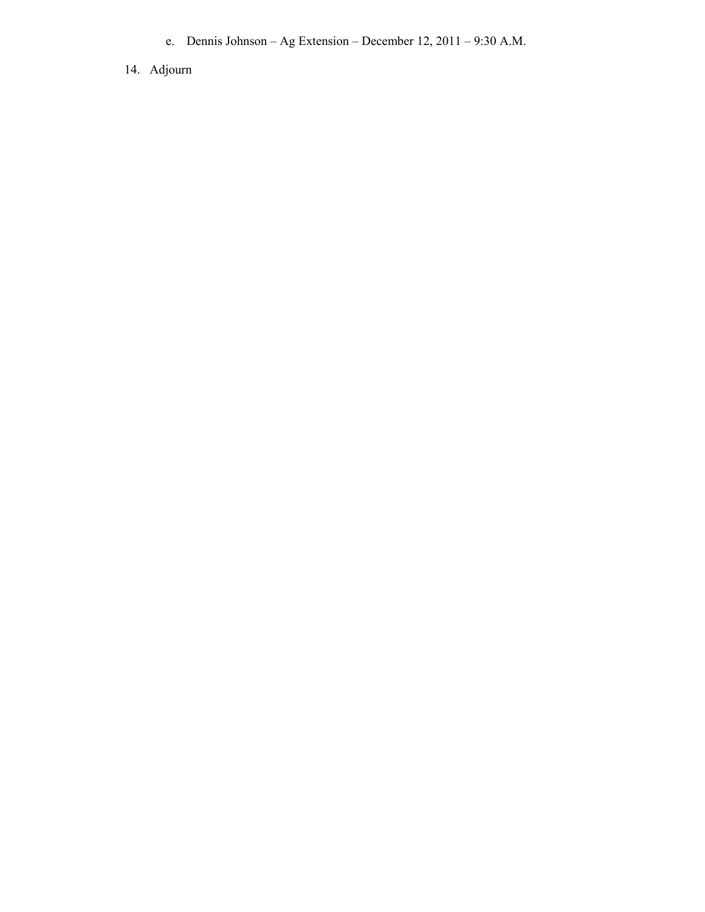e. Dennis Johnson – Ag Extension – December 12, 2011 – 9:30 A.M.

14. Adjourn